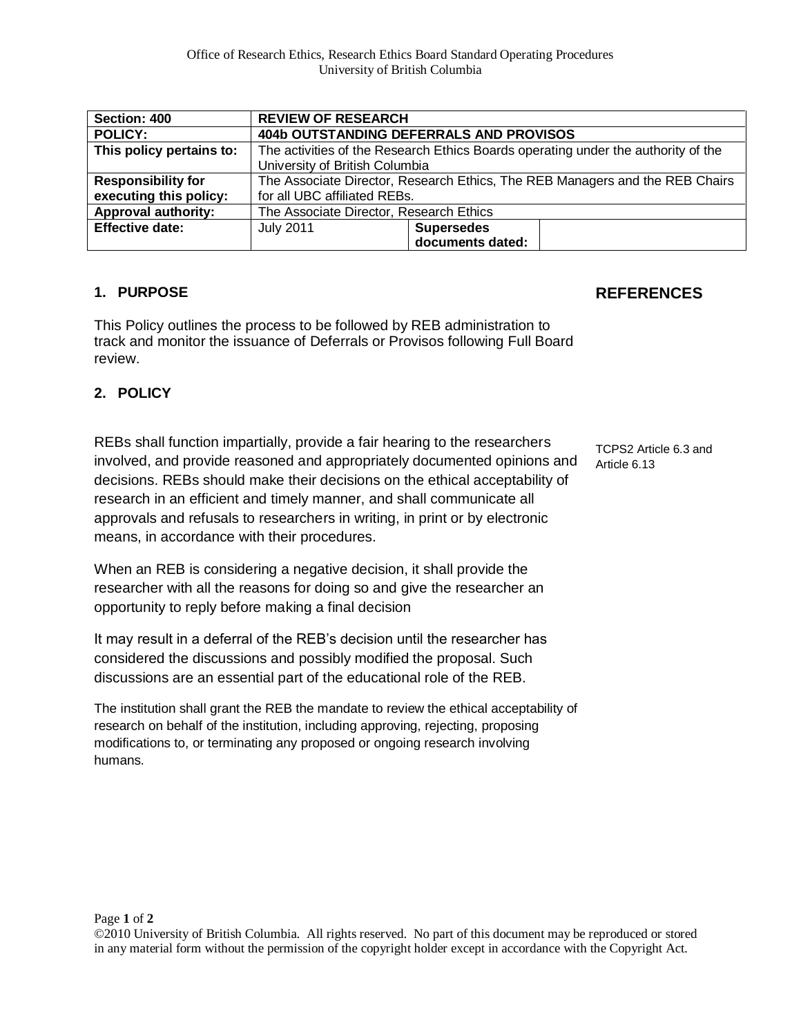| Section: 400 | REVIEW OF RESEARCH | | |
|---|---|---|---|
| **POLICY:** | **404b OUTSTANDING DEFERRALS AND PROVISOS** | | |
| **This policy pertains to:** | The activities of the Research Ethics Boards operating under the authority of the University of British Columbia | | |
| **Responsibility for executing this policy:** | The Associate Director, Research Ethics, The REB Managers and the REB Chairs for all UBC affiliated REBs. | | |
| **Approval authority:** | The Associate Director, Research Ethics | | |
| **Effective date:** | July 2011 | **Supersedes documents dated:** | |

## 1. PURPOSE

This Policy outlines the process to be followed by REB administration to track and monitor the issuance of Deferrals or Provisos following Full Board review.

## 2. POLICY

REBs shall function impartially, provide a fair hearing to the researchers involved, and provide reasoned and appropriately documented opinions and decisions. REBs should make their decisions on the ethical acceptability of research in an efficient and timely manner, and shall communicate all approvals and refusals to researchers in writing, in print or by electronic means, in accordance with their procedures.

*REFERENCES: TCPS2 Article 6.3 and Article 6.13*

When an REB is considering a negative decision, it shall provide the researcher with all the reasons for doing so and give the researcher an opportunity to reply before making a final decision

It may result in a deferral of the REB's decision until the researcher has considered the discussions and possibly modified the proposal. Such discussions are an essential part of the educational role of the REB.

The institution shall grant the REB the mandate to review the ethical acceptability of research on behalf of the institution, including approving, rejecting, proposing modifications to, or terminating any proposed or ongoing research involving humans.

©2010 University of British Columbia. All rights reserved. No part of this document may be reproduced or stored in any material form without the permission of the copyright holder except in accordance with the Copyright Act.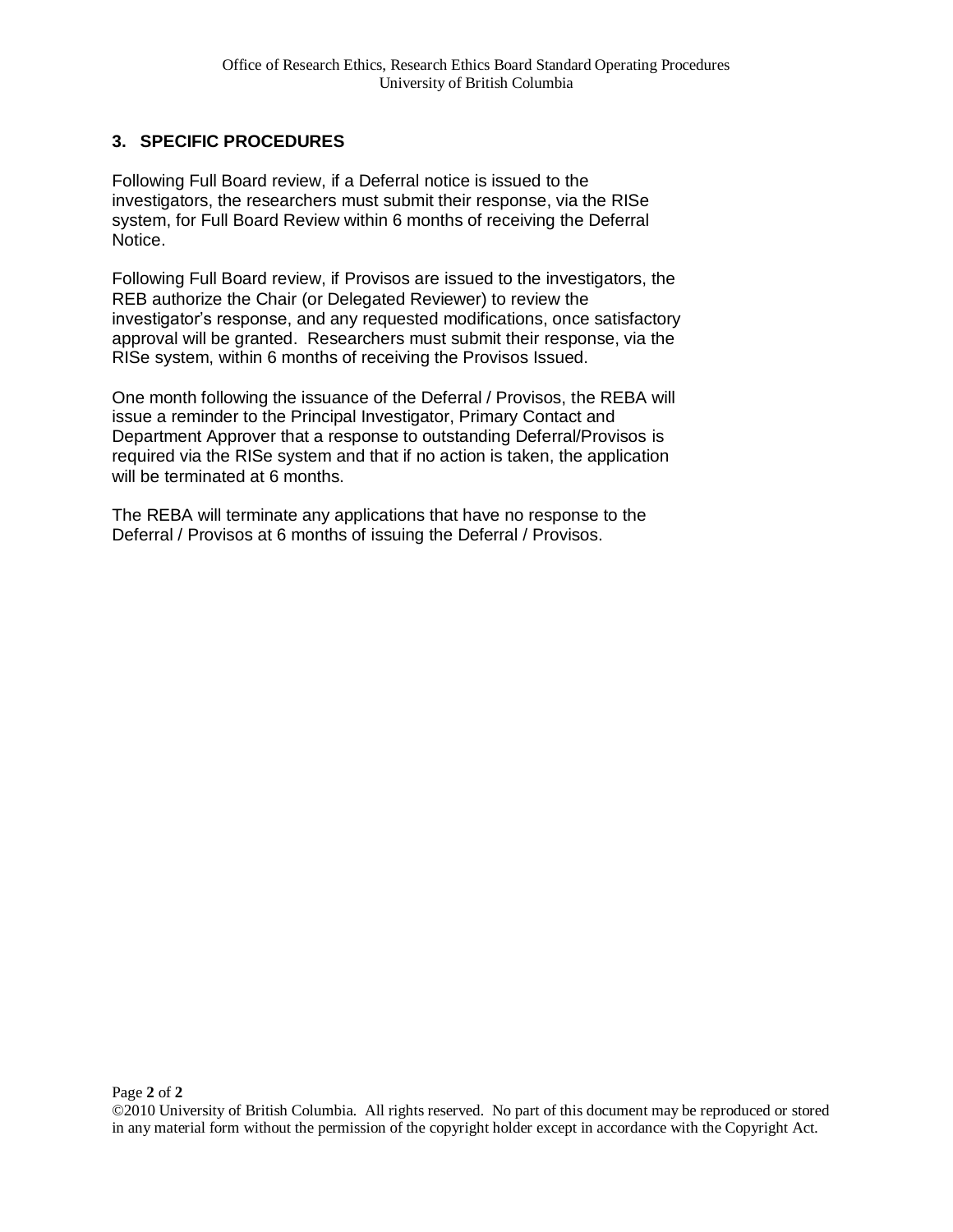## 3. SPECIFIC PROCEDURES

Following Full Board review, if a Deferral notice is issued to the investigators, the researchers must submit their response, via the RISe system, for Full Board Review within 6 months of receiving the Deferral Notice.

Following Full Board review, if Provisos are issued to the investigators, the REB authorize the Chair (or Delegated Reviewer) to review the investigator's response, and any requested modifications, once satisfactory approval will be granted. Researchers must submit their response, via the RISe system, within 6 months of receiving the Provisos Issued.

One month following the issuance of the Deferral / Provisos, the REBA will issue a reminder to the Principal Investigator, Primary Contact and Department Approver that a response to outstanding Deferral/Provisos is required via the RISe system and that if no action is taken, the application will be terminated at 6 months.

The REBA will terminate any applications that have no response to the Deferral / Provisos at 6 months of issuing the Deferral / Provisos.

©2010 University of British Columbia. All rights reserved. No part of this document may be reproduced or stored in any material form without the permission of the copyright holder except in accordance with the Copyright Act.